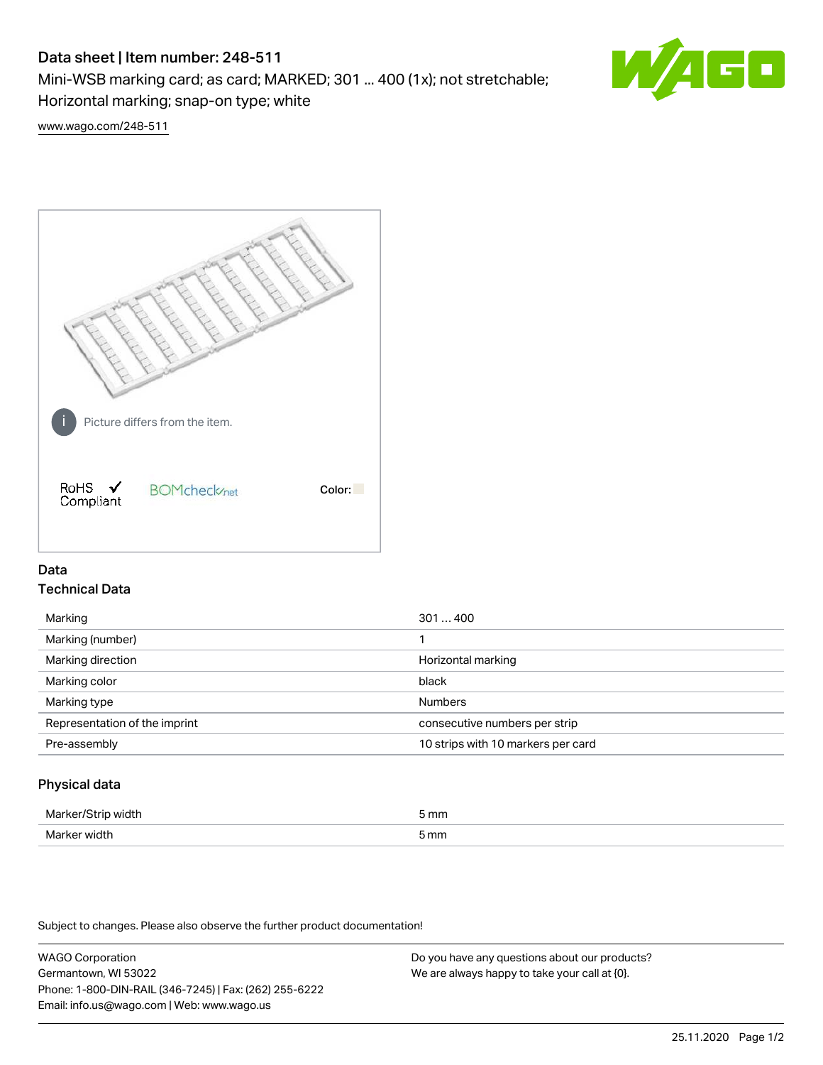# Data sheet | Item number: 248-511

Mini-WSB marking card; as card; MARKED; 301 ... 400 (1x); not stretchable; Horizontal marking; snap-on type; white

www.wago.com/248-511

Picture differs from the item.

RoHS ✓ Compliant

BOMcheck.net

Color:

## Data

### Technical Data

| Marking | 301 ... 400 |
|---|---|
| Marking (number) | 1 |
| Marking direction | Horizontal marking |
| Marking color | black |
| Marking type | Numbers |
| Representation of the imprint | consecutive numbers per strip |
| Pre-assembly | 10 strips with 10 markers per card |

### Physical data

| Marker/Strip width | 5 mm |
|---|---|
| Marker width | 5 mm |

Subject to changes. Please also observe the further product documentation!

WAGO Corporation
Germantown, WI 53022
Phone: 1-800-DIN-RAIL (346-7245) | Fax: (262) 255-6222
Email: info.us@wago.com | Web: www.wago.us

Do you have any questions about our products?
We are always happy to take your call at {0}.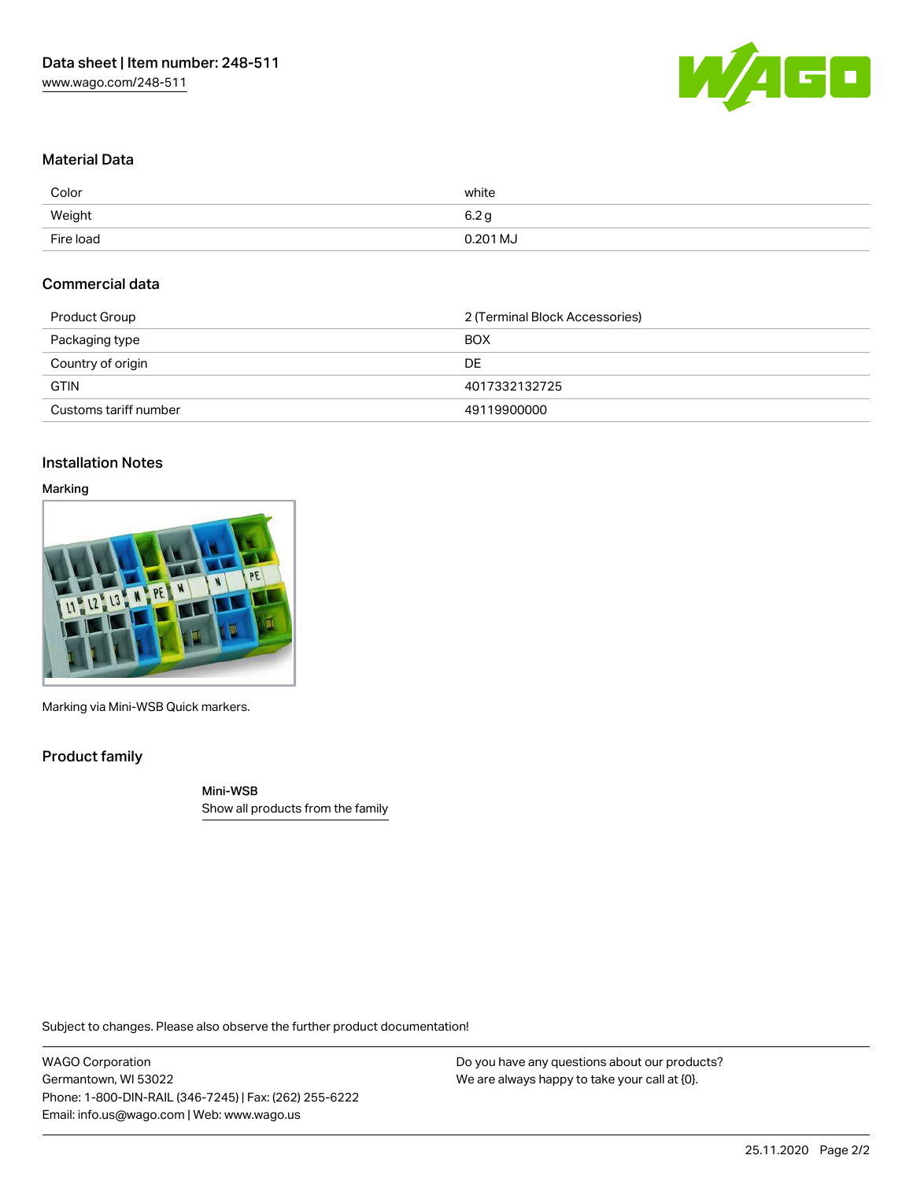## Material Data

| | |
|---|---|
| Color | white |
| Weight | 6.2 g |
| Fire load | 0.201 MJ |

## Commercial data

| | |
|---|---|
| Product Group | 2 (Terminal Block Accessories) |
| Packaging type | BOX |
| Country of origin | DE |
| GTIN | 4017332132725 |
| Customs tariff number | 49119900000 |

## Installation Notes

### Marking

Marking via Mini-WSB Quick markers.

## Product family

Mini-WSB
Show all products from the family

Subject to changes. Please also observe the further product documentation!

WAGO Corporation
Germantown, WI 53022
Phone: 1-800-DIN-RAIL (346-7245) | Fax: (262) 255-6222
Email: info.us@wago.com | Web: www.wago.us

Do you have any questions about our products?
We are always happy to take your call at {0}.